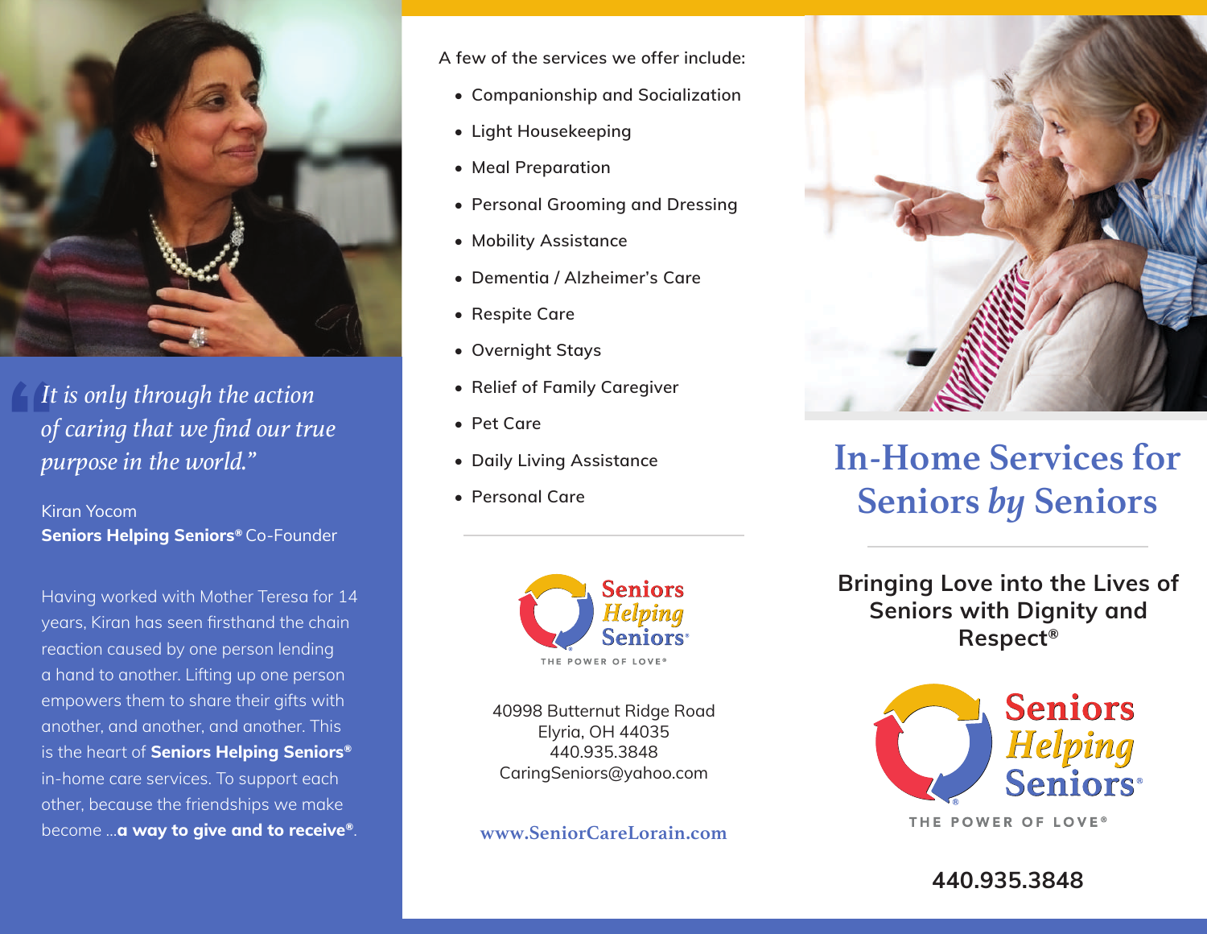*"It is only through the action of caring that we find our true purpose in the world."*

Kiran Yocom
**Seniors Helping Seniors®** Co-Founder

Having worked with Mother Teresa for 14 years, Kiran has seen firsthand the chain reaction caused by one person lending a hand to another. Lifting up one person empowers them to share their gifts with another, and another, and another. This is the heart of **Seniors Helping Seniors®** in-home care services. To support each other, because the friendships we make become ...**a way to give and to receive®**.

A few of the services we offer include:

- Companionship and Socialization
- Light Housekeeping
- Meal Preparation
- Personal Grooming and Dressing
- Mobility Assistance
- Dementia / Alzheimer's Care
- Respite Care
- Overnight Stays
- Relief of Family Caregiver
- Pet Care
- Daily Living Assistance
- Personal Care

Seniors Helping Seniors®
THE POWER OF LOVE®

40998 Butternut Ridge Road
Elyria, OH 44035
440.935.3848
CaringSeniors@yahoo.com

**www.SeniorCareLorain.com**

# In-Home Services for Seniors *by* Seniors

**Bringing Love into the Lives of Seniors with Dignity and Respect®**

Seniors Helping Seniors®
THE POWER OF LOVE®

**440.935.3848**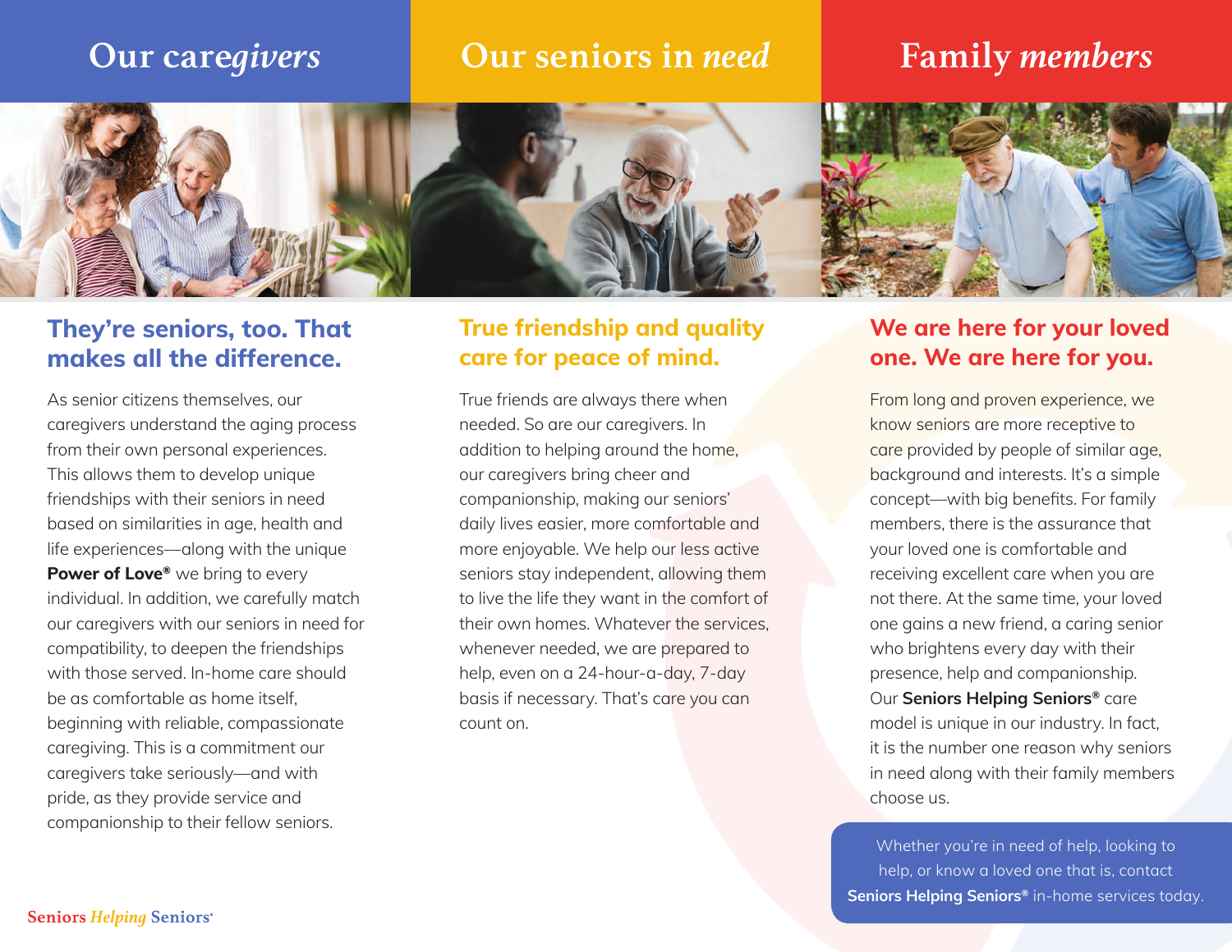## Our care*givers*

### They're seniors, too. That makes all the difference.

As senior citizens themselves, our caregivers understand the aging process from their own personal experiences. This allows them to develop unique friendships with their seniors in need based on similarities in age, health and life experiences—along with the unique **Power of Love®** we bring to every individual. In addition, we carefully match our caregivers with our seniors in need for compatibility, to deepen the friendships with those served. In-home care should be as comfortable as home itself, beginning with reliable, compassionate caregiving. This is a commitment our caregivers take seriously—and with pride, as they provide service and companionship to their fellow seniors.

## Our seniors in *need*

### True friendship and quality care for peace of mind.

True friends are always there when needed. So are our caregivers. In addition to helping around the home, our caregivers bring cheer and companionship, making our seniors' daily lives easier, more comfortable and more enjoyable. We help our less active seniors stay independent, allowing them to live the life they want in the comfort of their own homes. Whatever the services, whenever needed, we are prepared to help, even on a 24-hour-a-day, 7-day basis if necessary. That's care you can count on.

## Family *members*

### We are here for your loved one. We are here for you.

From long and proven experience, we know seniors are more receptive to care provided by people of similar age, background and interests. It's a simple concept—with big benefits. For family members, there is the assurance that your loved one is comfortable and receiving excellent care when you are not there. At the same time, your loved one gains a new friend, a caring senior who brightens every day with their presence, help and companionship. Our **Seniors Helping Seniors®** care model is unique in our industry. In fact, it is the number one reason why seniors in need along with their family members choose us.

Whether you're in need of help, looking to help, or know a loved one that is, contact **Seniors Helping Seniors®** in-home services today.

Seniors *Helping* Seniors®